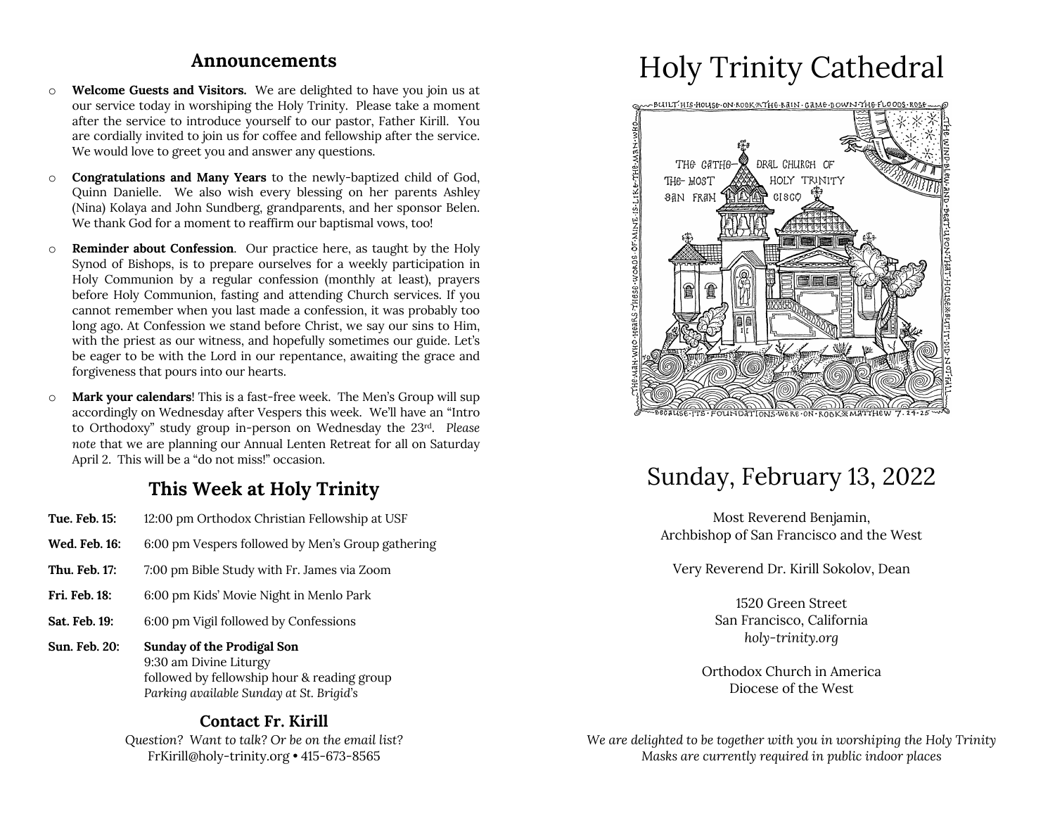## Announcements

- **Welcome Guests and Visitors.** We are delighted to have you join us at our service today in worshiping the Holy Trinity. Please take a moment after the service to introduce yourself to our pastor, Father Kirill. You are cordially invited to join us for coffee and fellowship after the service. We would love to greet you and answer any questions.
- **Congratulations and Many Years** to the newly-baptized child of God, Quinn Danielle. We also wish every blessing on her parents Ashley (Nina) Kolaya and John Sundberg, grandparents, and her sponsor Belen. We thank God for a moment to reaffirm our baptismal vows, too!
- **Reminder about Confession**. Our practice here, as taught by the Holy Synod of Bishops, is to prepare ourselves for a weekly participation in Holy Communion by a regular confession (monthly at least), prayers before Holy Communion, fasting and attending Church services. If you cannot remember when you last made a confession, it was probably too long ago. At Confession we stand before Christ, we say our sins to Him, with the priest as our witness, and hopefully sometimes our guide. Let's be eager to be with the Lord in our repentance, awaiting the grace and forgiveness that pours into our hearts.
- **Mark your calendars**! This is a fast-free week. The Men's Group will sup accordingly on Wednesday after Vespers this week. We'll have an "Intro to Orthodoxy" study group in-person on Wednesday the 23rd. *Please note* that we are planning our Annual Lenten Retreat for all on Saturday April 2. This will be a "do not miss!" occasion.

## This Week at Holy Trinity

**Tue. Feb. 15:** 12:00 pm Orthodox Christian Fellowship at USF

**Wed. Feb. 16:** 6:00 pm Vespers followed by Men's Group gathering

**Thu. Feb. 17:** 7:00 pm Bible Study with Fr. James via Zoom

**Fri. Feb. 18:** 6:00 pm Kids' Movie Night in Menlo Park

**Sat. Feb. 19:** 6:00 pm Vigil followed by Confessions

**Sun. Feb. 20:** **Sunday of the Prodigal Son**
9:30 am Divine Liturgy
followed by fellowship hour & reading group
*Parking available Sunday at St. Brigid's*

### Contact Fr. Kirill

*Question? Want to talk? Or be on the email list?*
FrKirill@holy-trinity.org • 415-673-8565

# Holy Trinity Cathedral

BUILT HIS HOUSE ON ROCK ✳ THE RAIN CAME DOWN THE FLOODS ROSE — THE WIND BLEW AND BEAT UPON THAT HOUSE ✳ BUT IT DID NOT FALL — BECAUSE ITS FOUNDATIONS WERE ON ROCK ✳ MATTHEW 7.24-25 — THE MAN WHO HEARS THESE WORDS OF MINE IS LIKE THE MAN WHO

THE CATHEDRAL CHURCH OF THE MOST HOLY TRINITY SAN FRANCISCO

# Sunday, February 13, 2022

Most Reverend Benjamin,
Archbishop of San Francisco and the West

Very Reverend Dr. Kirill Sokolov, Dean

1520 Green Street
San Francisco, California
*holy-trinity.org*

Orthodox Church in America
Diocese of the West

*We are delighted to be together with you in worshiping the Holy Trinity*
*Masks are currently required in public indoor places*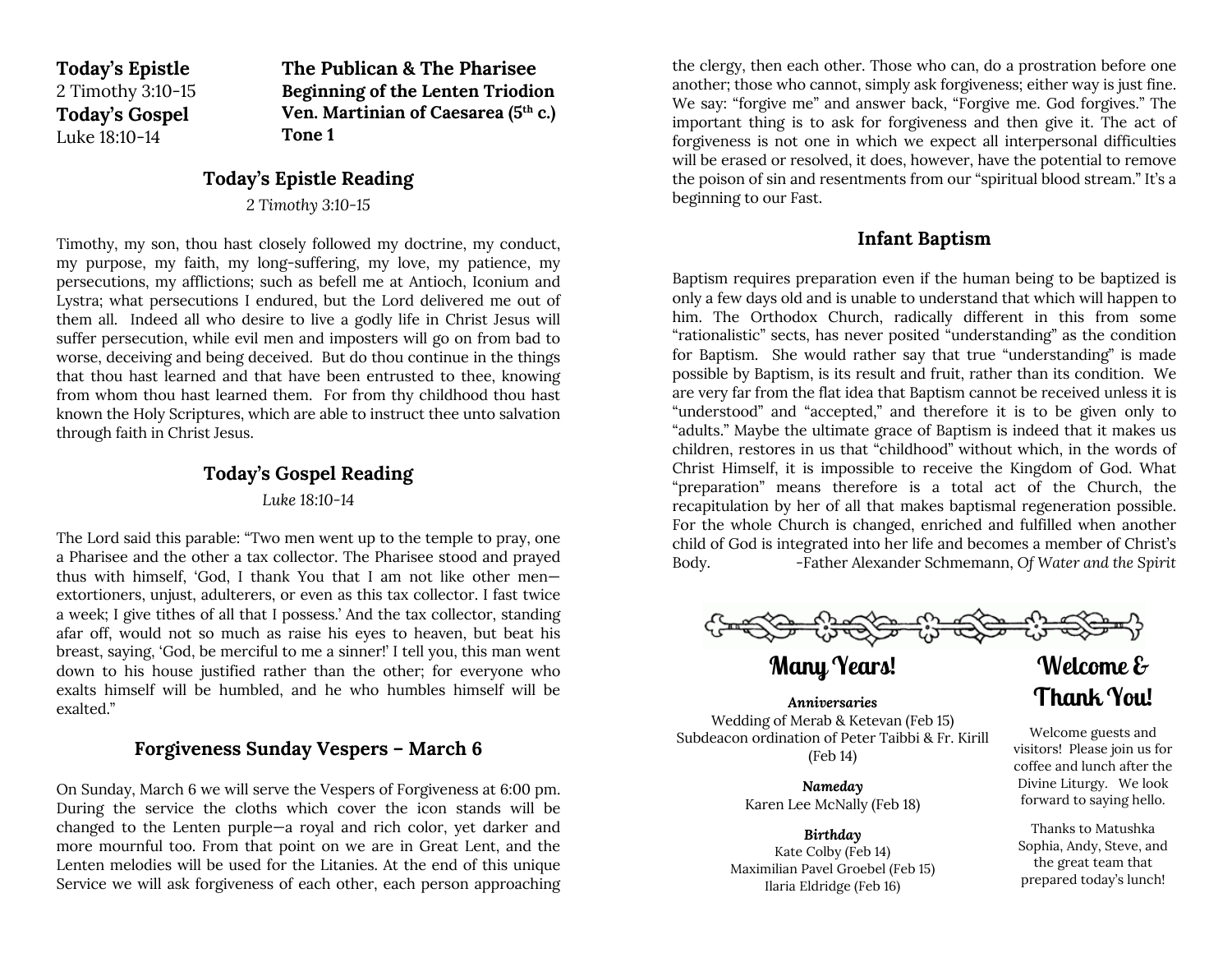**Today's Epistle**
2 Timothy 3:10-15
**Today's Gospel**
Luke 18:10-14

**The Publican & The Pharisee**
**Beginning of the Lenten Triodion**
**Ven. Martinian of Caesarea (5th c.)**
**Tone 1**

## Today's Epistle Reading

*2 Timothy 3:10-15*

Timothy, my son, thou hast closely followed my doctrine, my conduct, my purpose, my faith, my long-suffering, my love, my patience, my persecutions, my afflictions; such as befell me at Antioch, Iconium and Lystra; what persecutions I endured, but the Lord delivered me out of them all. Indeed all who desire to live a godly life in Christ Jesus will suffer persecution, while evil men and imposters will go on from bad to worse, deceiving and being deceived. But do thou continue in the things that thou hast learned and that have been entrusted to thee, knowing from whom thou hast learned them. For from thy childhood thou hast known the Holy Scriptures, which are able to instruct thee unto salvation through faith in Christ Jesus.

## Today's Gospel Reading

*Luke 18:10-14*

The Lord said this parable: "Two men went up to the temple to pray, one a Pharisee and the other a tax collector. The Pharisee stood and prayed thus with himself, 'God, I thank You that I am not like other men—extortioners, unjust, adulterers, or even as this tax collector. I fast twice a week; I give tithes of all that I possess.' And the tax collector, standing afar off, would not so much as raise his eyes to heaven, but beat his breast, saying, 'God, be merciful to me a sinner!' I tell you, this man went down to his house justified rather than the other; for everyone who exalts himself will be humbled, and he who humbles himself will be exalted."

## Forgiveness Sunday Vespers – March 6

On Sunday, March 6 we will serve the Vespers of Forgiveness at 6:00 pm. During the service the cloths which cover the icon stands will be changed to the Lenten purple—a royal and rich color, yet darker and more mournful too. From that point on we are in Great Lent, and the Lenten melodies will be used for the Litanies. At the end of this unique Service we will ask forgiveness of each other, each person approaching the clergy, then each other. Those who can, do a prostration before one another; those who cannot, simply ask forgiveness; either way is just fine. We say: "forgive me" and answer back, "Forgive me. God forgives." The important thing is to ask for forgiveness and then give it. The act of forgiveness is not one in which we expect all interpersonal difficulties will be erased or resolved, it does, however, have the potential to remove the poison of sin and resentments from our "spiritual blood stream." It's a beginning to our Fast.

## Infant Baptism

Baptism requires preparation even if the human being to be baptized is only a few days old and is unable to understand that which will happen to him. The Orthodox Church, radically different in this from some "rationalistic" sects, has never posited "understanding" as the condition for Baptism. She would rather say that true "understanding" is made possible by Baptism, is its result and fruit, rather than its condition. We are very far from the flat idea that Baptism cannot be received unless it is "understood" and "accepted," and therefore it is to be given only to "adults." Maybe the ultimate grace of Baptism is indeed that it makes us children, restores in us that "childhood" without which, in the words of Christ Himself, it is impossible to receive the Kingdom of God. What "preparation" means therefore is a total act of the Church, the recapitulation by her of all that makes baptismal regeneration possible. For the whole Church is changed, enriched and fulfilled when another child of God is integrated into her life and becomes a member of Christ's Body. -Father Alexander Schmemann, *Of Water and the Spirit*

## Many Years!

***Anniversaries***
Wedding of Merab & Ketevan (Feb 15)
Subdeacon ordination of Peter Taibbi & Fr. Kirill (Feb 14)

***Nameday***
Karen Lee McNally (Feb 18)

***Birthday***
Kate Colby (Feb 14)
Maximilian Pavel Groebel (Feb 15)
Ilaria Eldridge (Feb 16)

## Welcome & Thank You!

Welcome guests and visitors! Please join us for coffee and lunch after the Divine Liturgy. We look forward to saying hello.

Thanks to Matushka Sophia, Andy, Steve, and the great team that prepared today's lunch!